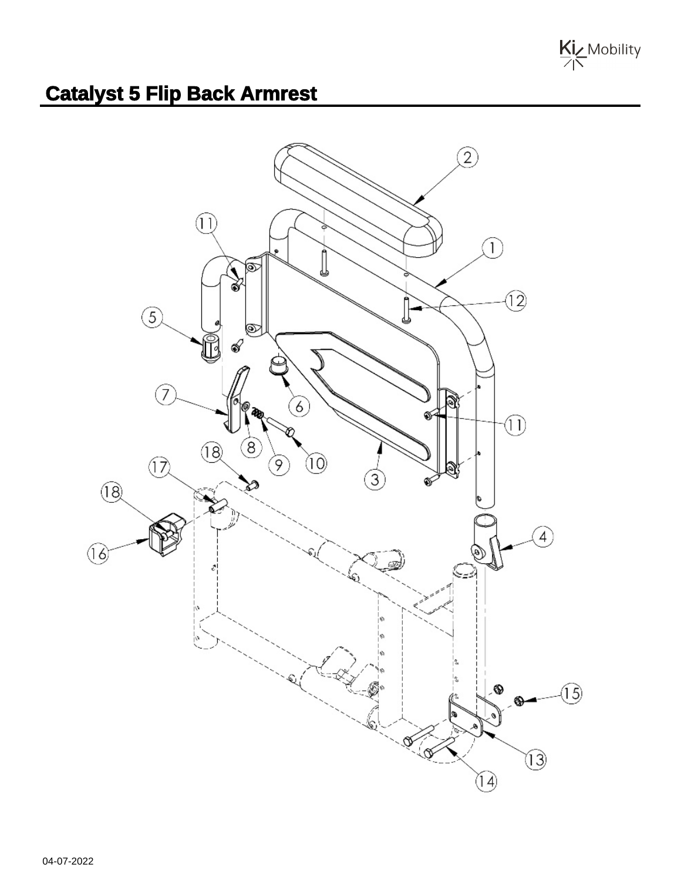# Catalyst 5 Flip Back Armrest

04-07-2022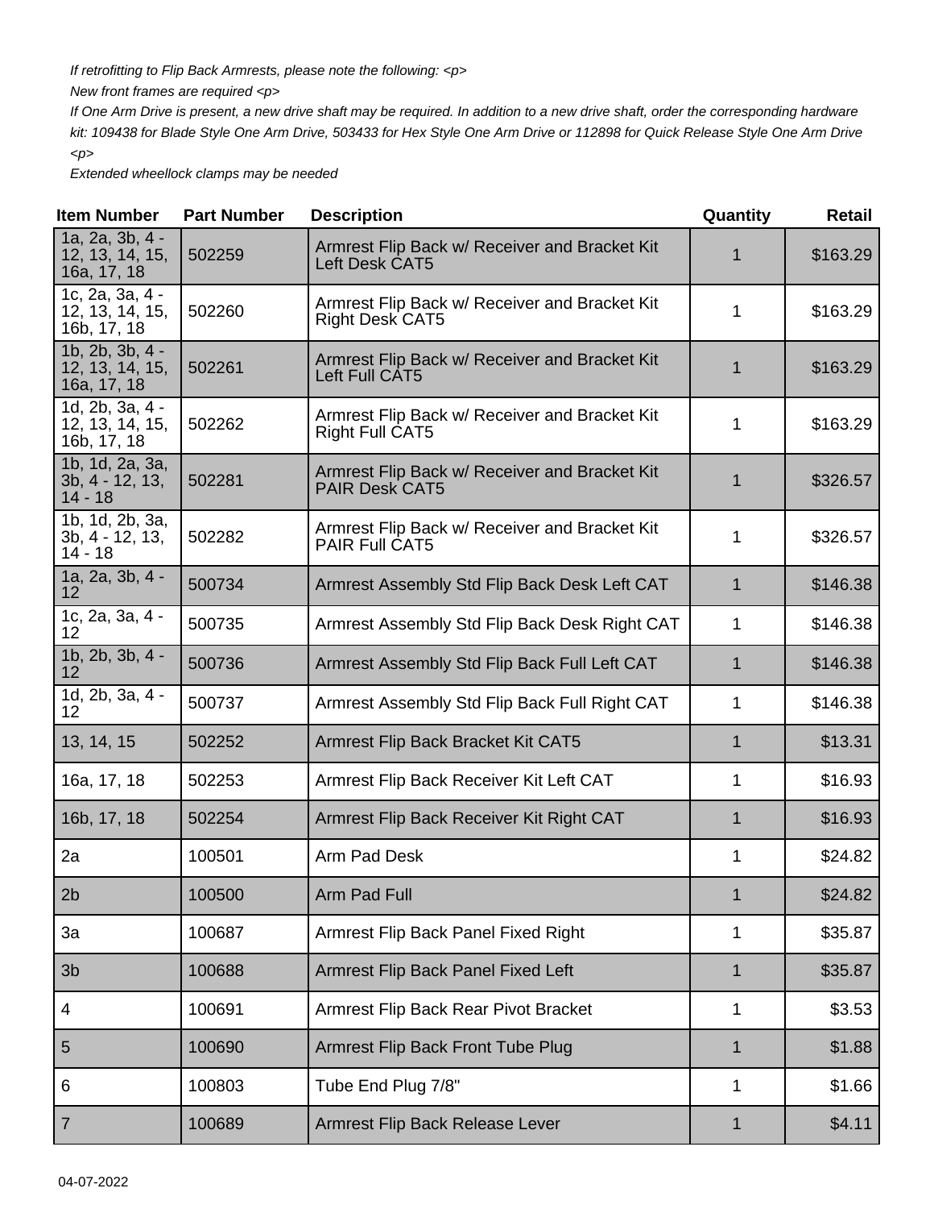*If retrofitting to Flip Back Armrests, please note the following: <p>*

*New front frames are required <p>*

*If One Arm Drive is present, a new drive shaft may be required. In addition to a new drive shaft, order the corresponding hardware kit: 109438 for Blade Style One Arm Drive, 503433 for Hex Style One Arm Drive or 112898 for Quick Release Style One Arm Drive <p>*

*Extended wheellock clamps may be needed*

| Item Number | Part Number | Description | Quantity | Retail |
|---|---|---|---|---|
| 1a, 2a, 3b, 4 - 12, 13, 14, 15, 16a, 17, 18 | 502259 | Armrest Flip Back w/ Receiver and Bracket Kit Left Desk CAT5 | 1 | $163.29 |
| 1c, 2a, 3a, 4 - 12, 13, 14, 15, 16b, 17, 18 | 502260 | Armrest Flip Back w/ Receiver and Bracket Kit Right Desk CAT5 | 1 | $163.29 |
| 1b, 2b, 3b, 4 - 12, 13, 14, 15, 16a, 17, 18 | 502261 | Armrest Flip Back w/ Receiver and Bracket Kit Left Full CAT5 | 1 | $163.29 |
| 1d, 2b, 3a, 4 - 12, 13, 14, 15, 16b, 17, 18 | 502262 | Armrest Flip Back w/ Receiver and Bracket Kit Right Full CAT5 | 1 | $163.29 |
| 1b, 1d, 2a, 3a, 3b, 4 - 12, 13, 14 - 18 | 502281 | Armrest Flip Back w/ Receiver and Bracket Kit PAIR Desk CAT5 | 1 | $326.57 |
| 1b, 1d, 2b, 3a, 3b, 4 - 12, 13, 14 - 18 | 502282 | Armrest Flip Back w/ Receiver and Bracket Kit PAIR Full CAT5 | 1 | $326.57 |
| 1a, 2a, 3b, 4 - 12 | 500734 | Armrest Assembly Std Flip Back Desk Left CAT | 1 | $146.38 |
| 1c, 2a, 3a, 4 - 12 | 500735 | Armrest Assembly Std Flip Back Desk Right CAT | 1 | $146.38 |
| 1b, 2b, 3b, 4 - 12 | 500736 | Armrest Assembly Std Flip Back Full Left CAT | 1 | $146.38 |
| 1d, 2b, 3a, 4 - 12 | 500737 | Armrest Assembly Std Flip Back Full Right CAT | 1 | $146.38 |
| 13, 14, 15 | 502252 | Armrest Flip Back Bracket Kit CAT5 | 1 | $13.31 |
| 16a, 17, 18 | 502253 | Armrest Flip Back Receiver Kit Left CAT | 1 | $16.93 |
| 16b, 17, 18 | 502254 | Armrest Flip Back Receiver Kit Right CAT | 1 | $16.93 |
| 2a | 100501 | Arm Pad Desk | 1 | $24.82 |
| 2b | 100500 | Arm Pad Full | 1 | $24.82 |
| 3a | 100687 | Armrest Flip Back Panel Fixed Right | 1 | $35.87 |
| 3b | 100688 | Armrest Flip Back Panel Fixed Left | 1 | $35.87 |
| 4 | 100691 | Armrest Flip Back Rear Pivot Bracket | 1 | $3.53 |
| 5 | 100690 | Armrest Flip Back Front Tube Plug | 1 | $1.88 |
| 6 | 100803 | Tube End Plug 7/8" | 1 | $1.66 |
| 7 | 100689 | Armrest Flip Back Release Lever | 1 | $4.11 |

04-07-2022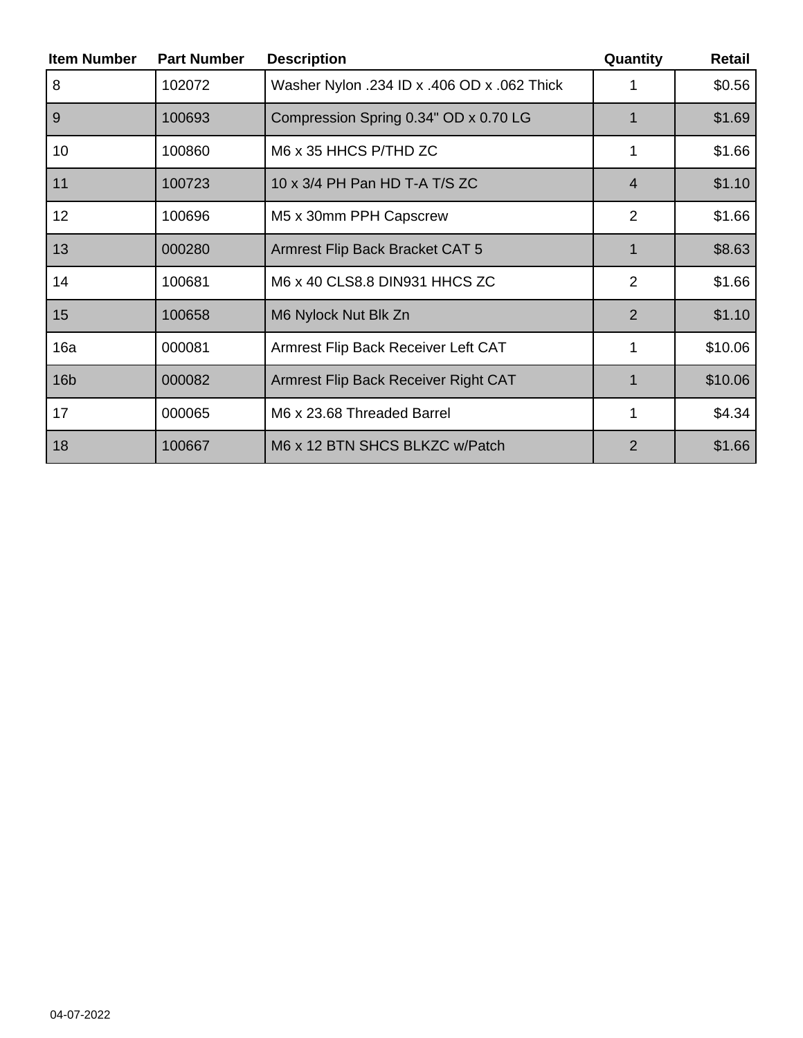| Item Number | Part Number | Description | Quantity | Retail |
| --- | --- | --- | --- | --- |
| 8 | 102072 | Washer Nylon .234 ID x .406 OD x .062 Thick | 1 | $0.56 |
| 9 | 100693 | Compression Spring 0.34" OD x 0.70 LG | 1 | $1.69 |
| 10 | 100860 | M6 x 35 HHCS P/THD ZC | 1 | $1.66 |
| 11 | 100723 | 10 x 3/4 PH Pan HD T-A T/S ZC | 4 | $1.10 |
| 12 | 100696 | M5 x 30mm PPH Capscrew | 2 | $1.66 |
| 13 | 000280 | Armrest Flip Back Bracket CAT 5 | 1 | $8.63 |
| 14 | 100681 | M6 x 40 CLS8.8 DIN931 HHCS ZC | 2 | $1.66 |
| 15 | 100658 | M6 Nylock Nut Blk Zn | 2 | $1.10 |
| 16a | 000081 | Armrest Flip Back Receiver Left CAT | 1 | $10.06 |
| 16b | 000082 | Armrest Flip Back Receiver Right CAT | 1 | $10.06 |
| 17 | 000065 | M6 x 23.68 Threaded Barrel | 1 | $4.34 |
| 18 | 100667 | M6 x 12 BTN SHCS BLKZC w/Patch | 2 | $1.66 |

04-07-2022